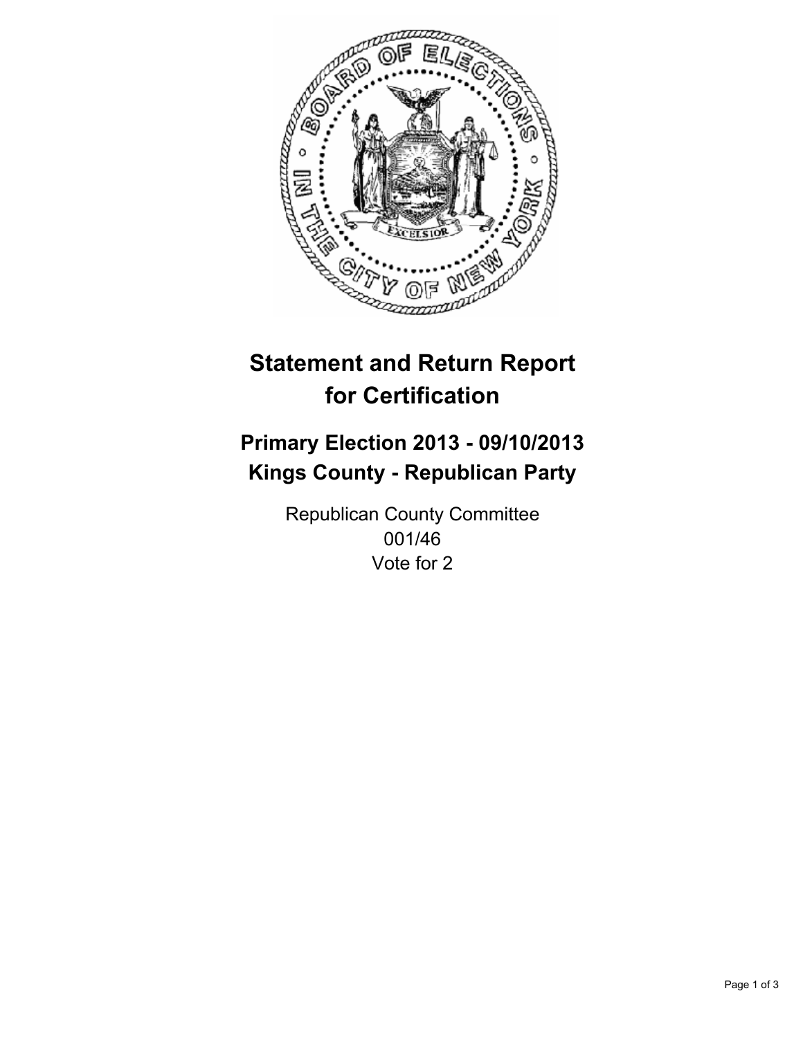# Statement and Return Report for Certification

## Primary Election 2013 - 09/10/2013
## Kings County - Republican Party

Republican County Committee
001/46
Vote for 2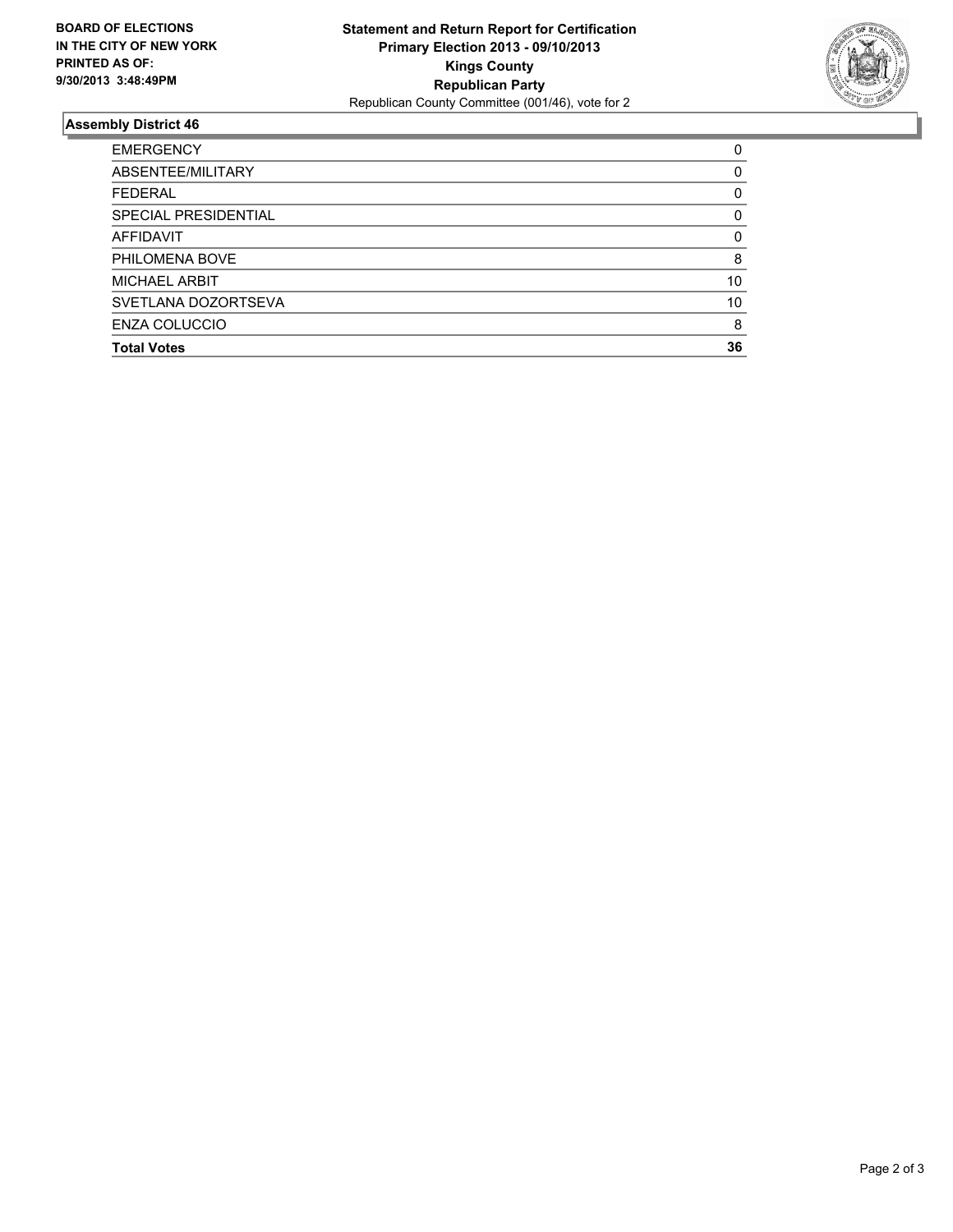**BOARD OF ELECTIONS IN THE CITY OF NEW YORK PRINTED AS OF: 9/30/2013 3:48:49PM**

**Statement and Return Report for Certification**
**Primary Election 2013 - 09/10/2013**
**Kings County**
**Republican Party**
Republican County Committee (001/46), vote for 2

## Assembly District 46

| | |
|---|---|
| EMERGENCY | 0 |
| ABSENTEE/MILITARY | 0 |
| FEDERAL | 0 |
| SPECIAL PRESIDENTIAL | 0 |
| AFFIDAVIT | 0 |
| PHILOMENA BOVE | 8 |
| MICHAEL ARBIT | 10 |
| SVETLANA DOZORTSEVA | 10 |
| ENZA COLUCCIO | 8 |
| **Total Votes** | **36** |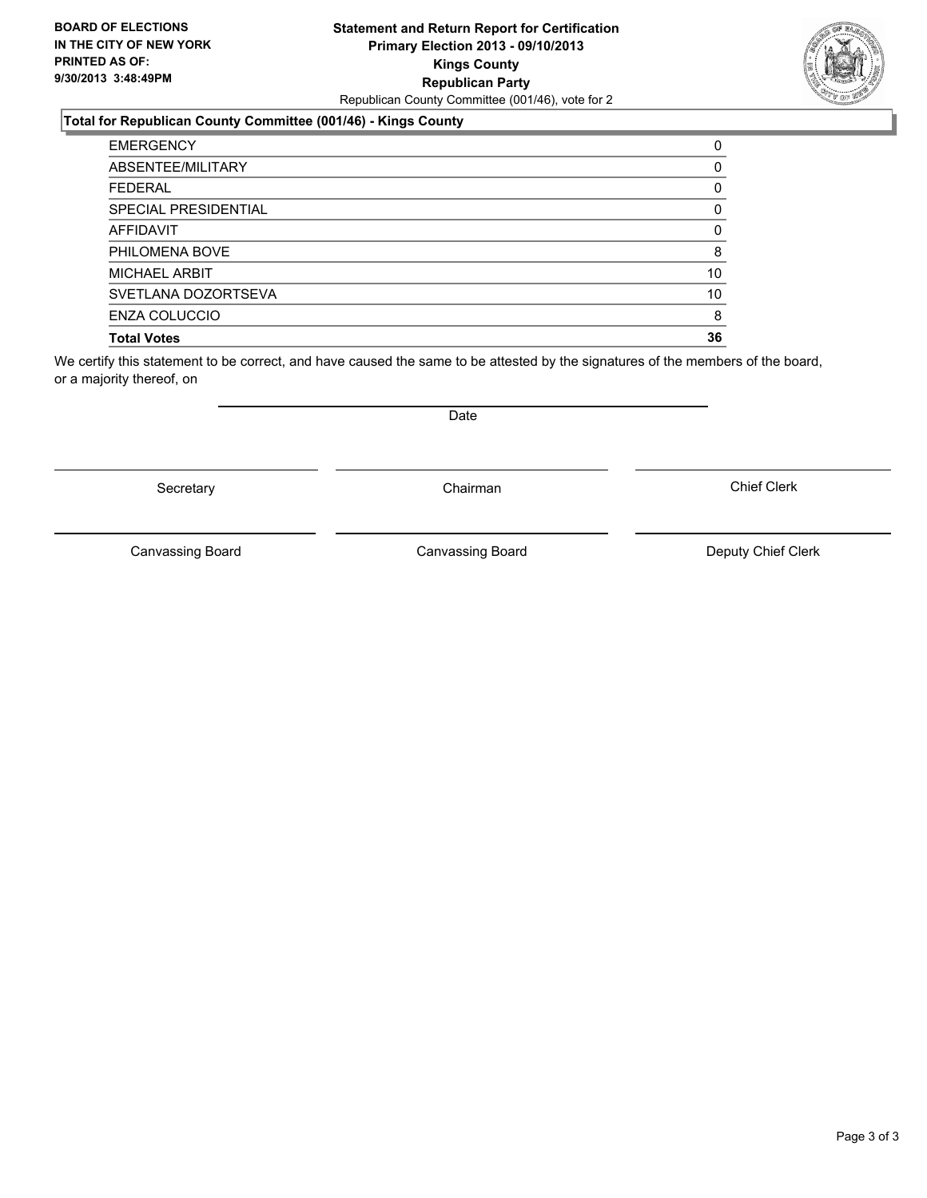**BOARD OF ELECTIONS IN THE CITY OF NEW YORK PRINTED AS OF: 9/30/2013 3:48:49PM**

**Statement and Return Report for Certification**
**Primary Election 2013 - 09/10/2013**
**Kings County**
**Republican Party**
Republican County Committee (001/46), vote for 2

### Total for Republican County Committee (001/46) - Kings County

| | |
|---|---|
| EMERGENCY | 0 |
| ABSENTEE/MILITARY | 0 |
| FEDERAL | 0 |
| SPECIAL PRESIDENTIAL | 0 |
| AFFIDAVIT | 0 |
| PHILOMENA BOVE | 8 |
| MICHAEL ARBIT | 10 |
| SVETLANA DOZORTSEVA | 10 |
| ENZA COLUCCIO | 8 |
| **Total Votes** | **36** |

We certify this statement to be correct, and have caused the same to be attested by the signatures of the members of the board, or a majority thereof, on

Date

Secretary

Chairman

Chief Clerk

Canvassing Board

Canvassing Board

Deputy Chief Clerk